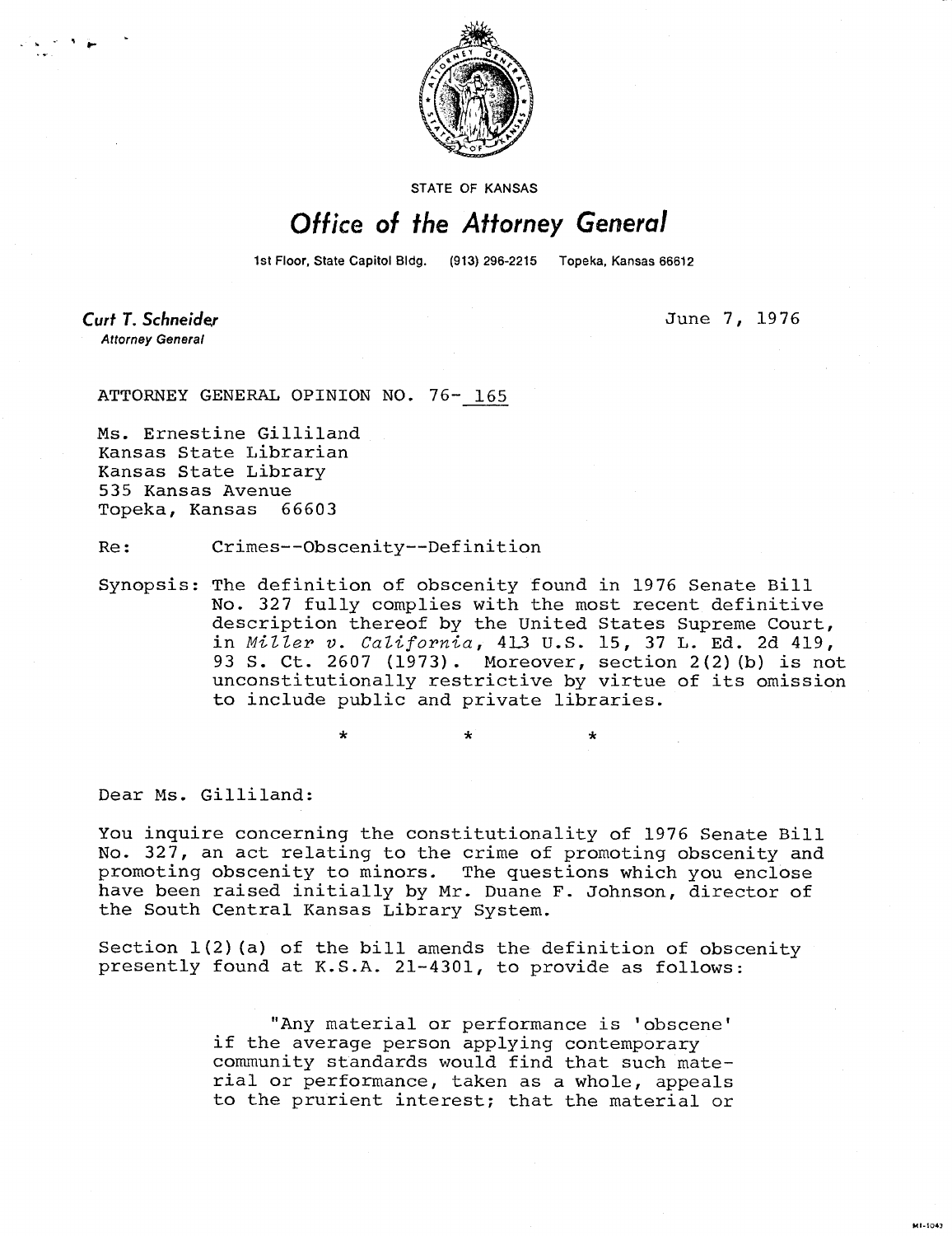STATE OF KANSAS

# Office of the Attorney General

1st Floor, State Capitol Bldg. (913) 296-2215 Topeka, Kansas 66612

**Curt T. Schneider**
*Attorney General*

June 7, 1976

ATTORNEY GENERAL OPINION NO. 76- 165

Ms. Ernestine Gilliland
Kansas State Librarian
Kansas State Library
535 Kansas Avenue
Topeka, Kansas 66603

Re: Crimes--Obscenity--Definition

Synopsis: The definition of obscenity found in 1976 Senate Bill No. 327 fully complies with the most recent definitive description thereof by the United States Supreme Court, in *Miller v. California*, 413 U.S. 15, 37 L. Ed. 2d 419, 93 S. Ct. 2607 (1973). Moreover, section 2(2)(b) is not unconstitutionally restrictive by virtue of its omission to include public and private libraries.

\* \* \*

Dear Ms. Gilliland:

You inquire concerning the constitutionality of 1976 Senate Bill No. 327, an act relating to the crime of promoting obscenity and promoting obscenity to minors. The questions which you enclose have been raised initially by Mr. Duane F. Johnson, director of the South Central Kansas Library System.

Section 1(2)(a) of the bill amends the definition of obscenity presently found at K.S.A. 21-4301, to provide as follows:

> "Any material or performance is 'obscene' if the average person applying contemporary community standards would find that such material or performance, taken as a whole, appeals to the prurient interest; that the material or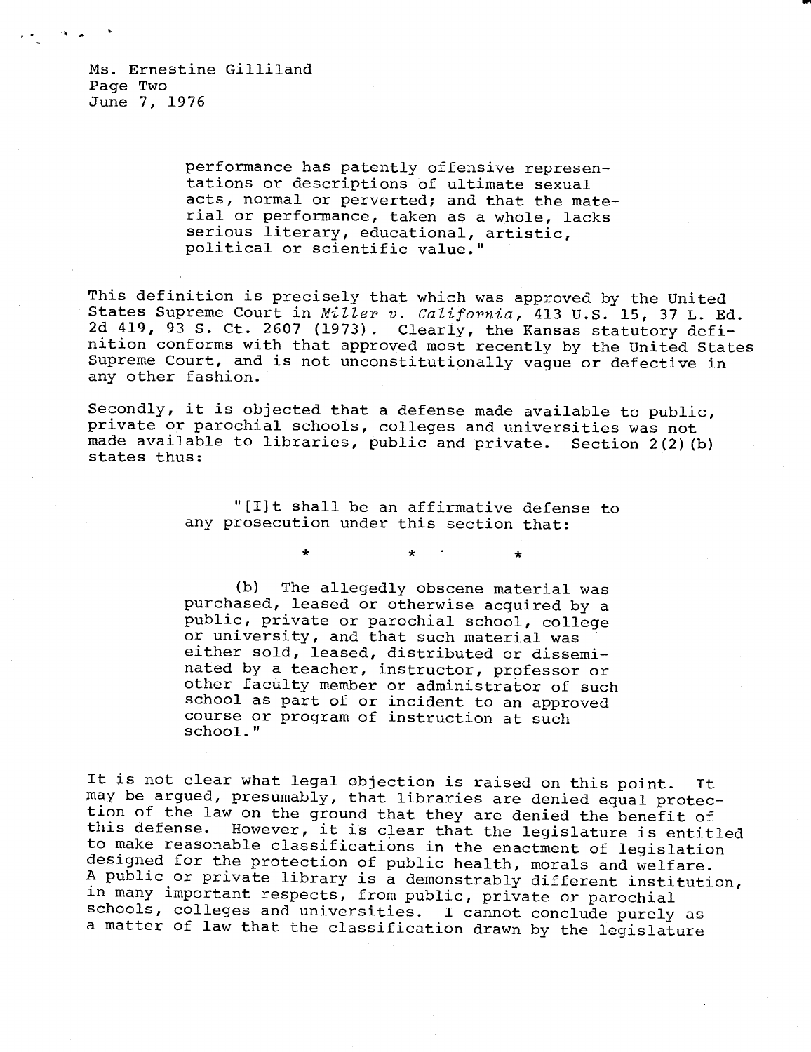Ms. Ernestine Gilliland
Page Two
June 7, 1976

> performance has patently offensive representations or descriptions of ultimate sexual acts, normal or perverted; and that the material or performance, taken as a whole, lacks serious literary, educational, artistic, political or scientific value."

This definition is precisely that which was approved by the United States Supreme Court in *Miller v. California*, 413 U.S. 15, 37 L. Ed. 2d 419, 93 S. Ct. 2607 (1973). Clearly, the Kansas statutory definition conforms with that approved most recently by the United States Supreme Court, and is not unconstitutionally vague or defective in any other fashion.

Secondly, it is objected that a defense made available to public, private or parochial schools, colleges and universities was not made available to libraries, public and private. Section 2(2)(b) states thus:

> "[I]t shall be an affirmative defense to any prosecution under this section that:
>
> \* \* \*
>
> (b) The allegedly obscene material was purchased, leased or otherwise acquired by a public, private or parochial school, college or university, and that such material was either sold, leased, distributed or disseminated by a teacher, instructor, professor or other faculty member or administrator of such school as part of or incident to an approved course or program of instruction at such school."

It is not clear what legal objection is raised on this point. It may be argued, presumably, that libraries are denied equal protection of the law on the ground that they are denied the benefit of this defense. However, it is clear that the legislature is entitled to make reasonable classifications in the enactment of legislation designed for the protection of public health, morals and welfare. A public or private library is a demonstrably different institution, in many important respects, from public, private or parochial schools, colleges and universities. I cannot conclude purely as a matter of law that the classification drawn by the legislature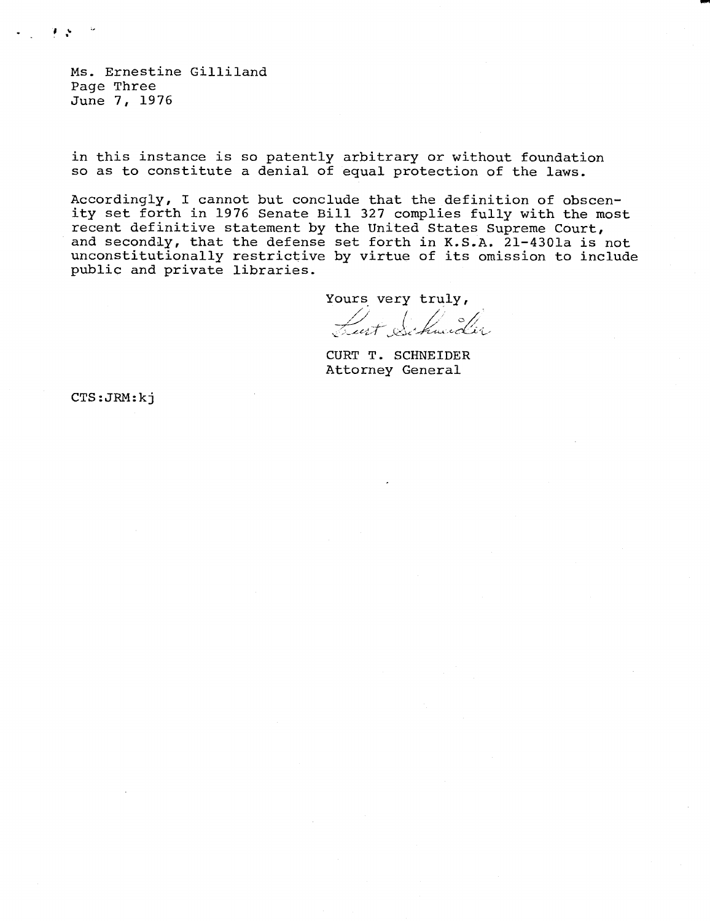Ms. Ernestine Gilliland
Page Three
June 7, 1976

in this instance is so patently arbitrary or without foundation so as to constitute a denial of equal protection of the laws.

Accordingly, I cannot but conclude that the definition of obscenity set forth in 1976 Senate Bill 327 complies fully with the most recent definitive statement by the United States Supreme Court, and secondly, that the defense set forth in K.S.A. 21-4301a is not unconstitutionally restrictive by virtue of its omission to include public and private libraries.

Yours very truly,

Curt Schneider

CURT T. SCHNEIDER
Attorney General

CTS:JRM:kj